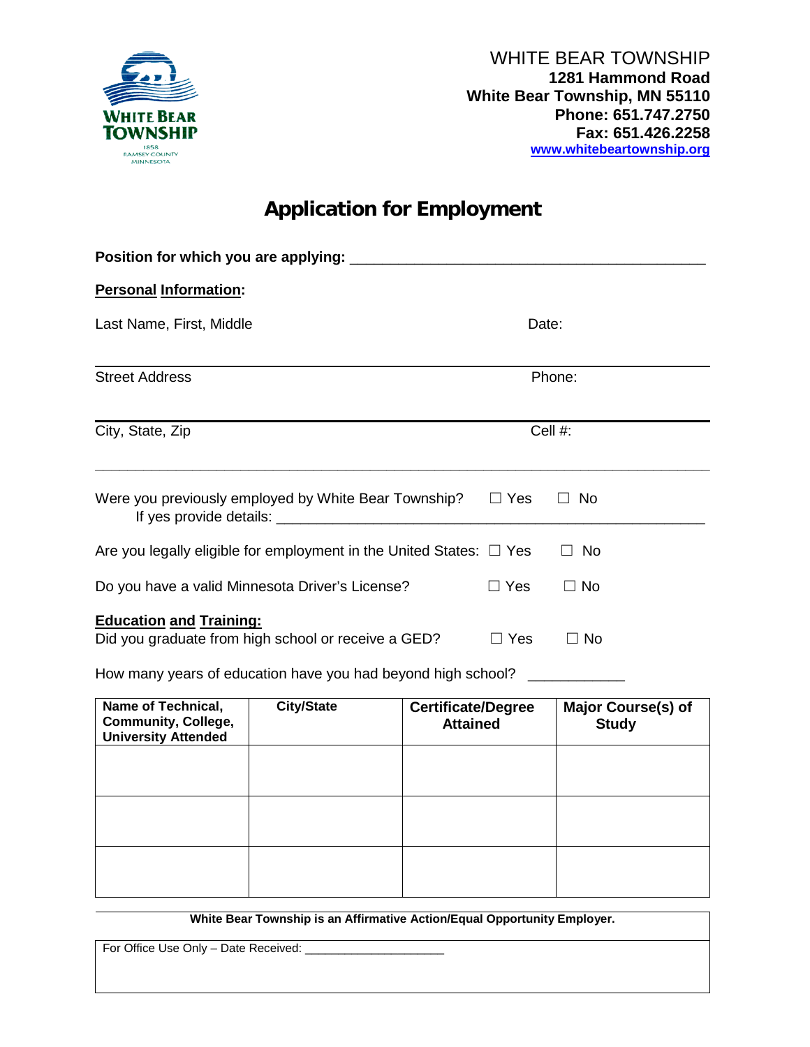WHITE BEAR TOWNSHIP
**1281 Hammond Road**
**White Bear Township, MN 55110**
**Phone: 651.747.2750**
**Fax: 651.426.2258**
**www.whitebeartownship.org**

# Application for Employment

**Position for which you are applying:** ____________________________________________

**Personal Information:**

Last Name, First, Middle | Date:

Street Address | Phone:

City, State, Zip | Cell #:

Were you previously employed by White Bear Township? ☐ Yes ☐ No
If yes provide details: ____________________________________________

Are you legally eligible for employment in the United States: ☐ Yes ☐ No

Do you have a valid Minnesota Driver's License? ☐ Yes ☐ No

**Education and Training:**
Did you graduate from high school or receive a GED? ☐ Yes ☐ No

How many years of education have you had beyond high school? ____________

| Name of Technical, Community, College, University Attended | City/State | Certificate/Degree Attained | Major Course(s) of Study |
|---|---|---|---|
| | | | |
| | | | |
| | | | |

**White Bear Township is an Affirmative Action/Equal Opportunity Employer.**

For Office Use Only – Date Received: ____________________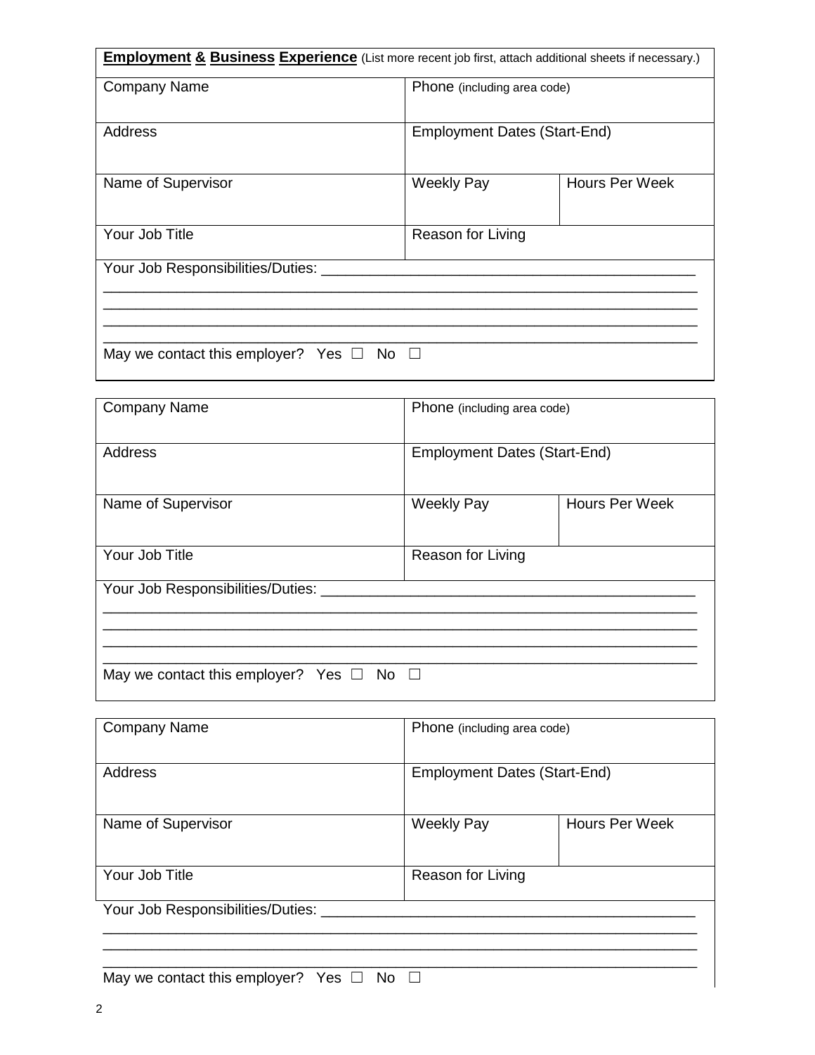**Employment & Business Experience** (List more recent job first, attach additional sheets if necessary.)

| Company Name | Phone (including area code) | |
| --- | --- | --- |
| Address | Employment Dates (Start-End) | |
| Name of Supervisor | Weekly Pay | Hours Per Week |
| Your Job Title | Reason for Living | |

Your Job Responsibilities/Duties: ____________________________________________
________________________________________________________________________
________________________________________________________________________
________________________________________________________________________
________________________________________________________________________

May we contact this employer? Yes ☐ No ☐

| Company Name | Phone (including area code) | |
| --- | --- | --- |
| Address | Employment Dates (Start-End) | |
| Name of Supervisor | Weekly Pay | Hours Per Week |
| Your Job Title | Reason for Living | |

Your Job Responsibilities/Duties: ____________________________________________
________________________________________________________________________
________________________________________________________________________
________________________________________________________________________
________________________________________________________________________

May we contact this employer? Yes ☐ No ☐

| Company Name | Phone (including area code) | |
| --- | --- | --- |
| Address | Employment Dates (Start-End) | |
| Name of Supervisor | Weekly Pay | Hours Per Week |
| Your Job Title | Reason for Living | |

Your Job Responsibilities/Duties: ____________________________________________
________________________________________________________________________
________________________________________________________________________
________________________________________________________________________

May we contact this employer? Yes ☐ No ☐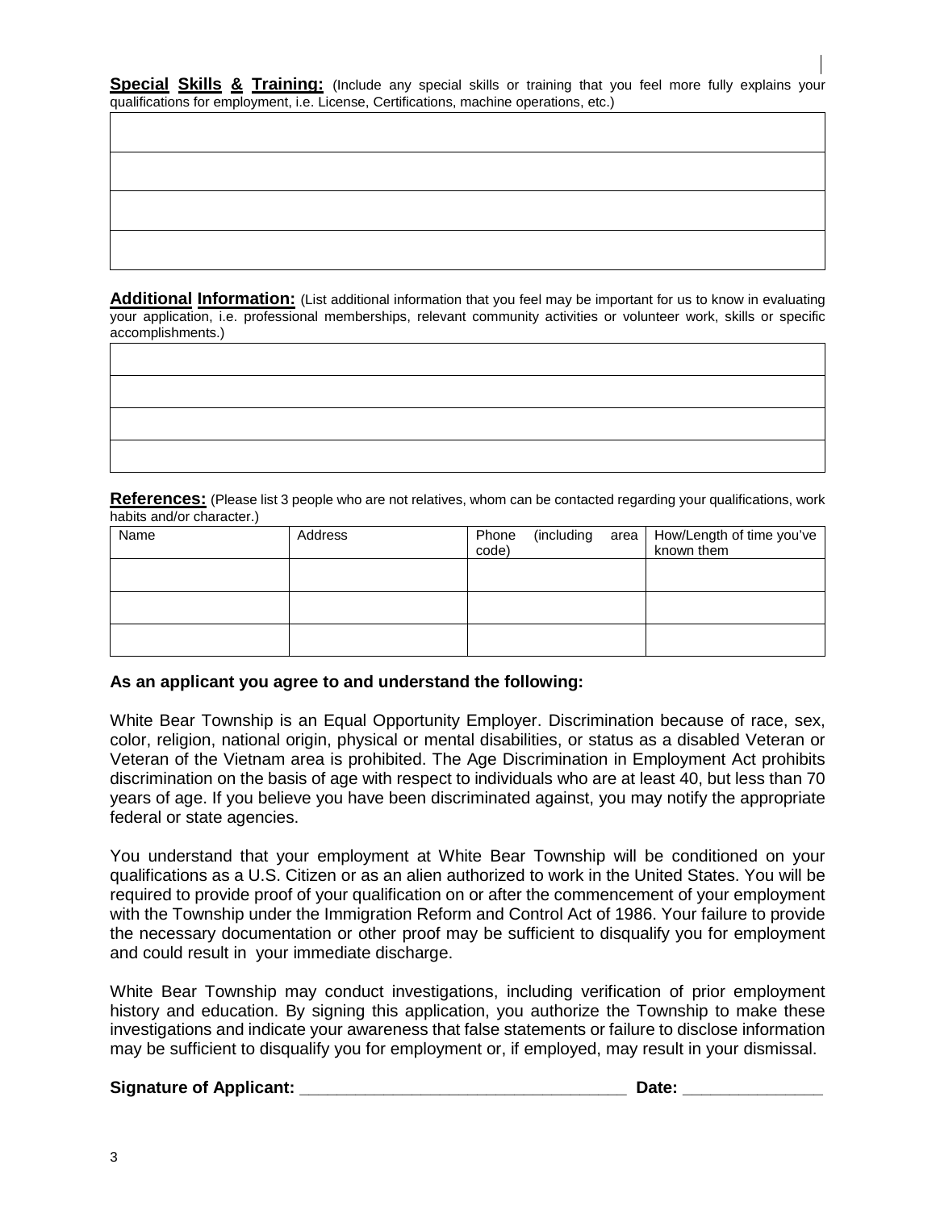**Special Skills & Training:** (Include any special skills or training that you feel more fully explains your qualifications for employment, i.e. License, Certifications, machine operations, etc.)

| |
|---|
| |
| |
| |
| |

**Additional Information:** (List additional information that you feel may be important for us to know in evaluating your application, i.e. professional memberships, relevant community activities or volunteer work, skills or specific accomplishments.)

| |
|---|
| |
| |
| |
| |

**References:** (Please list 3 people who are not relatives, whom can be contacted regarding your qualifications, work habits and/or character.)

| Name | Address | Phone (including area code) | How/Length of time you've known them |
|---|---|---|---|
| | | | |
| | | | |
| | | | |

**As an applicant you agree to and understand the following:**

White Bear Township is an Equal Opportunity Employer. Discrimination because of race, sex, color, religion, national origin, physical or mental disabilities, or status as a disabled Veteran or Veteran of the Vietnam area is prohibited. The Age Discrimination in Employment Act prohibits discrimination on the basis of age with respect to individuals who are at least 40, but less than 70 years of age. If you believe you have been discriminated against, you may notify the appropriate federal or state agencies.

You understand that your employment at White Bear Township will be conditioned on your qualifications as a U.S. Citizen or as an alien authorized to work in the United States. You will be required to provide proof of your qualification on or after the commencement of your employment with the Township under the Immigration Reform and Control Act of 1986. Your failure to provide the necessary documentation or other proof may be sufficient to disqualify you for employment and could result in your immediate discharge.

White Bear Township may conduct investigations, including verification of prior employment history and education. By signing this application, you authorize the Township to make these investigations and indicate your awareness that false statements or failure to disclose information may be sufficient to disqualify you for employment or, if employed, may result in your dismissal.

**Signature of Applicant: ___________________________________ Date: _______________**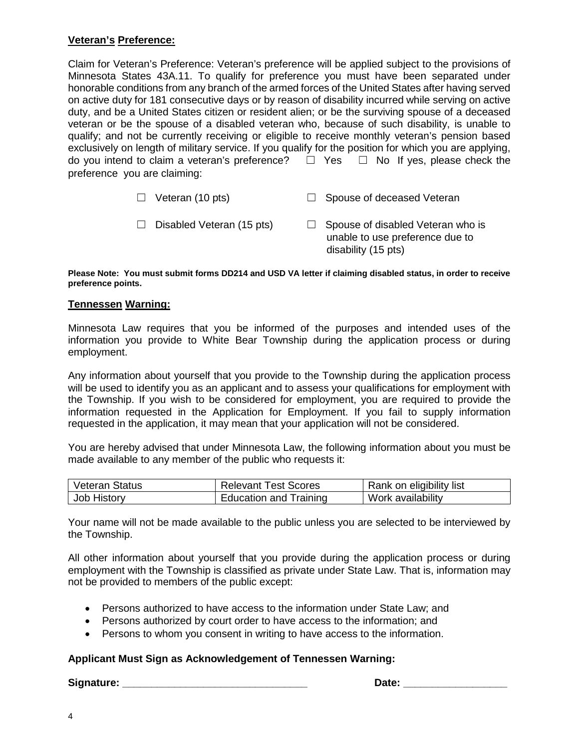**Veteran's Preference:**

Claim for Veteran's Preference: Veteran's preference will be applied subject to the provisions of Minnesota States 43A.11. To qualify for preference you must have been separated under honorable conditions from any branch of the armed forces of the United States after having served on active duty for 181 consecutive days or by reason of disability incurred while serving on active duty, and be a United States citizen or resident alien; or be the surviving spouse of a deceased veteran or be the spouse of a disabled veteran who, because of such disability, is unable to qualify; and not be currently receiving or eligible to receive monthly veteran's pension based exclusively on length of military service. If you qualify for the position for which you are applying, do you intend to claim a veteran's preference? ☐ Yes ☐ No If yes, please check the preference you are claiming:

☐ Veteran (10 pts)

☐ Spouse of deceased Veteran

☐ Disabled Veteran (15 pts)

☐ Spouse of disabled Veteran who is unable to use preference due to disability (15 pts)

**Please Note: You must submit forms DD214 and USD VA letter if claiming disabled status, in order to receive preference points.**

**Tennessen Warning:**

Minnesota Law requires that you be informed of the purposes and intended uses of the information you provide to White Bear Township during the application process or during employment.

Any information about yourself that you provide to the Township during the application process will be used to identify you as an applicant and to assess your qualifications for employment with the Township. If you wish to be considered for employment, you are required to provide the information requested in the Application for Employment. If you fail to supply information requested in the application, it may mean that your application will not be considered.

You are hereby advised that under Minnesota Law, the following information about you must be made available to any member of the public who requests it:

| | | |
|---|---|---|
| Veteran Status | Relevant Test Scores | Rank on eligibility list |
| Job History | Education and Training | Work availability |

Your name will not be made available to the public unless you are selected to be interviewed by the Township.

All other information about yourself that you provide during the application process or during employment with the Township is classified as private under State Law. That is, information may not be provided to members of the public except:

- Persons authorized to have access to the information under State Law; and
- Persons authorized by court order to have access to the information; and
- Persons to whom you consent in writing to have access to the information.

**Applicant Must Sign as Acknowledgement of Tennessen Warning:**

**Signature: \_\_\_\_\_\_\_\_\_\_\_\_\_\_\_\_\_\_\_\_\_\_\_\_\_\_\_\_\_\_\_\_ Date: \_\_\_\_\_\_\_\_\_\_\_\_\_\_\_\_\_\_**